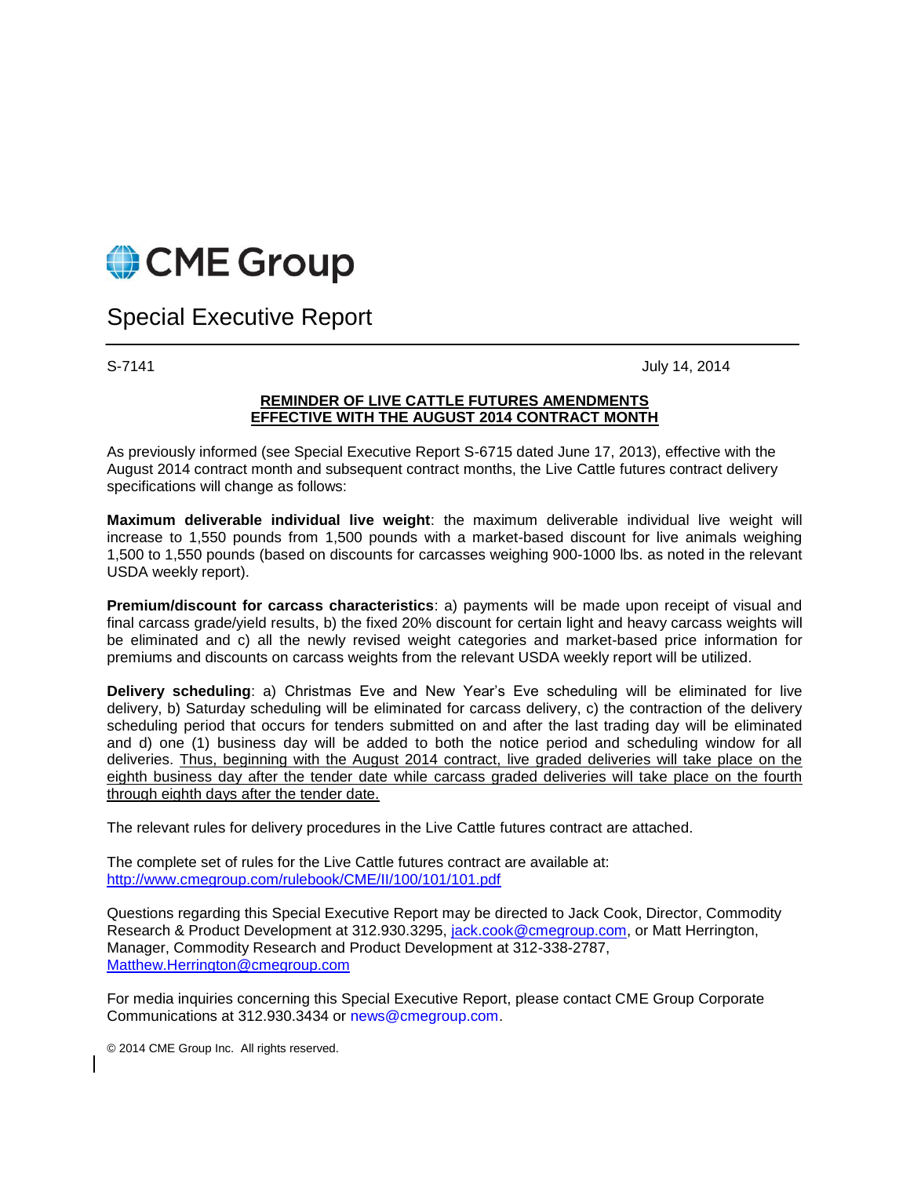# CME Group

## Special Execeutive Report

S-7141 July 14, 2014

**REMINDER OF LIVE CATTLE FUTURES AMENDMENTS EFFECTIVE WITH THE AUGUST 2014 CONTRACT MONTH**

As previously informed (see Special Executive Report S-6715 dated June 17, 2013), effective with the August 2014 contract month and subsequent contract months, the Live Cattle futures contract delivery specifications will change as follows:

**Maximum deliverable individual live weight**: the maximum deliverable individual live weight will increase to 1,550 pounds from 1,500 pounds with a market-based discount for live animals weighing 1,500 to 1,550 pounds (based on discounts for carcasses weighing 900-1000 lbs. as noted in the relevant USDA weekly report).

**Premium/discount for carcass characteristics**: a) payments will be made upon receipt of visual and final carcass grade/yield results, b) the fixed 20% discount for certain light and heavy carcass weights will be eliminated and c) all the newly revised weight categories and market-based price information for premiums and discounts on carcass weights from the relevant USDA weekly report will be utilized.

**Delivery scheduling**: a) Christmas Eve and New Year's Eve scheduling will be eliminated for live delivery, b) Saturday scheduling will be eliminated for carcass delivery, c) the contraction of the delivery scheduling period that occurs for tenders submitted on and after the last trading day will be eliminated and d) one (1) business day will be added to both the notice period and scheduling window for all deliveries. Thus, beginning with the August 2014 contract, live graded deliveries will take place on the eighth business day after the tender date while carcass graded deliveries will take place on the fourth through eighth days after the tender date.

The relevant rules for delivery procedures in the Live Cattle futures contract are attached.

The complete set of rules for the Live Cattle futures contract are available at:
http://www.cmegroup.com/rulebook/CME/II/100/101/101.pdf

Questions regarding this Special Executive Report may be directed to Jack Cook, Director, Commodity Research & Product Development at 312.930.3295, jack.cook@cmegroup.com, or Matt Herrington, Manager, Commodity Research and Product Development at 312-338-2787, Matthew.Herrington@cmegroup.com

For media inquiries concerning this Special Executive Report, please contact CME Group Corporate Communications at 312.930.3434 or news@cmegroup.com.

© 2014 CME Group Inc. All rights reserved.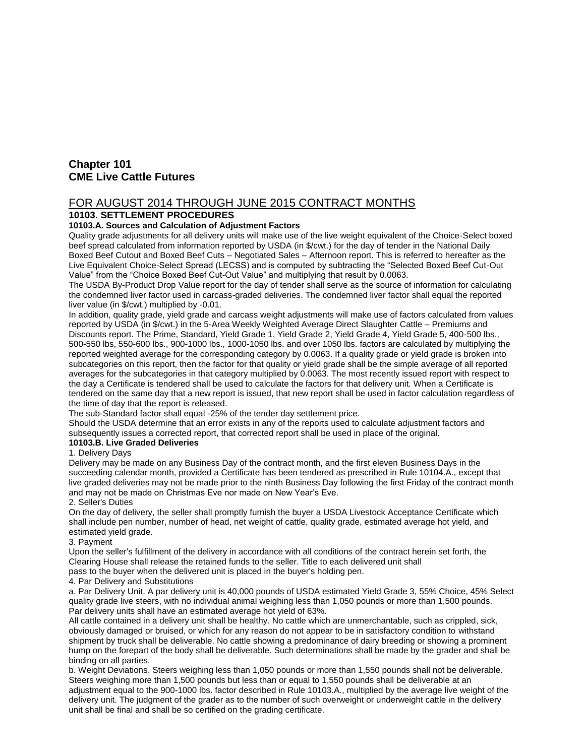## Chapter 101
## CME Live Cattle Futures

### FOR AUGUST 2014 THROUGH JUNE 2015 CONTRACT MONTHS

**10103. SETTLEMENT PROCEDURES**

**10103.A. Sources and Calculation of Adjustment Factors**

Quality grade adjustments for all delivery units will make use of the live weight equivalent of the Choice-Select boxed beef spread calculated from information reported by USDA (in $/cwt.) for the day of tender in the National Daily Boxed Beef Cutout and Boxed Beef Cuts – Negotiated Sales – Afternoon report. This is referred to hereafter as the Live Equivalent Choice-Select Spread (LECSS) and is computed by subtracting the "Selected Boxed Beef Cut-Out Value" from the "Choice Boxed Beef Cut-Out Value" and multiplying that result by 0.0063.

The USDA By-Product Drop Value report for the day of tender shall serve as the source of information for calculating the condemned liver factor used in carcass-graded deliveries. The condemned liver factor shall equal the reported liver value (in $/cwt.) multiplied by -0.01.

In addition, quality grade, yield grade and carcass weight adjustments will make use of factors calculated from values reported by USDA (in $/cwt.) in the 5-Area Weekly Weighted Average Direct Slaughter Cattle – Premiums and Discounts report. The Prime, Standard, Yield Grade 1, Yield Grade 2, Yield Grade 4, Yield Grade 5, 400-500 lbs., 500-550 lbs, 550-600 lbs., 900-1000 lbs., 1000-1050 lbs. and over 1050 lbs. factors are calculated by multiplying the reported weighted average for the corresponding category by 0.0063. If a quality grade or yield grade is broken into subcategories on this report, then the factor for that quality or yield grade shall be the simple average of all reported averages for the subcategories in that category multiplied by 0.0063. The most recently issued report with respect to the day a Certificate is tendered shall be used to calculate the factors for that delivery unit. When a Certificate is tendered on the same day that a new report is issued, that new report shall be used in factor calculation regardless of the time of day that the report is released.

The sub-Standard factor shall equal -25% of the tender day settlement price.

Should the USDA determine that an error exists in any of the reports used to calculate adjustment factors and subsequently issues a corrected report, that corrected report shall be used in place of the original.

**10103.B. Live Graded Deliveries**

1. Delivery Days

Delivery may be made on any Business Day of the contract month, and the first eleven Business Days in the succeeding calendar month, provided a Certificate has been tendered as prescribed in Rule 10104.A., except that live graded deliveries may not be made prior to the ninth Business Day following the first Friday of the contract month and may not be made on Christmas Eve nor made on New Year's Eve.

2. Seller's Duties

On the day of delivery, the seller shall promptly furnish the buyer a USDA Livestock Acceptance Certificate which shall include pen number, number of head, net weight of cattle, quality grade, estimated average hot yield, and estimated yield grade.

3. Payment

Upon the seller's fulfillment of the delivery in accordance with all conditions of the contract herein set forth, the Clearing House shall release the retained funds to the seller. Title to each delivered unit shall pass to the buyer when the delivered unit is placed in the buyer's holding pen.

4. Par Delivery and Substitutions

a. Par Delivery Unit. A par delivery unit is 40,000 pounds of USDA estimated Yield Grade 3, 55% Choice, 45% Select quality grade live steers, with no individual animal weighing less than 1,050 pounds or more than 1,500 pounds. Par delivery units shall have an estimated average hot yield of 63%.

All cattle contained in a delivery unit shall be healthy. No cattle which are unmerchantable, such as crippled, sick, obviously damaged or bruised, or which for any reason do not appear to be in satisfactory condition to withstand shipment by truck shall be deliverable. No cattle showing a predominance of dairy breeding or showing a prominent hump on the forepart of the body shall be deliverable. Such determinations shall be made by the grader and shall be binding on all parties.

b. Weight Deviations. Steers weighing less than 1,050 pounds or more than 1,550 pounds shall not be deliverable. Steers weighing more than 1,500 pounds but less than or equal to 1,550 pounds shall be deliverable at an adjustment equal to the 900-1000 lbs. factor described in Rule 10103.A., multiplied by the average live weight of the delivery unit. The judgment of the grader as to the number of such overweight or underweight cattle in the delivery unit shall be final and shall be so certified on the grading certificate.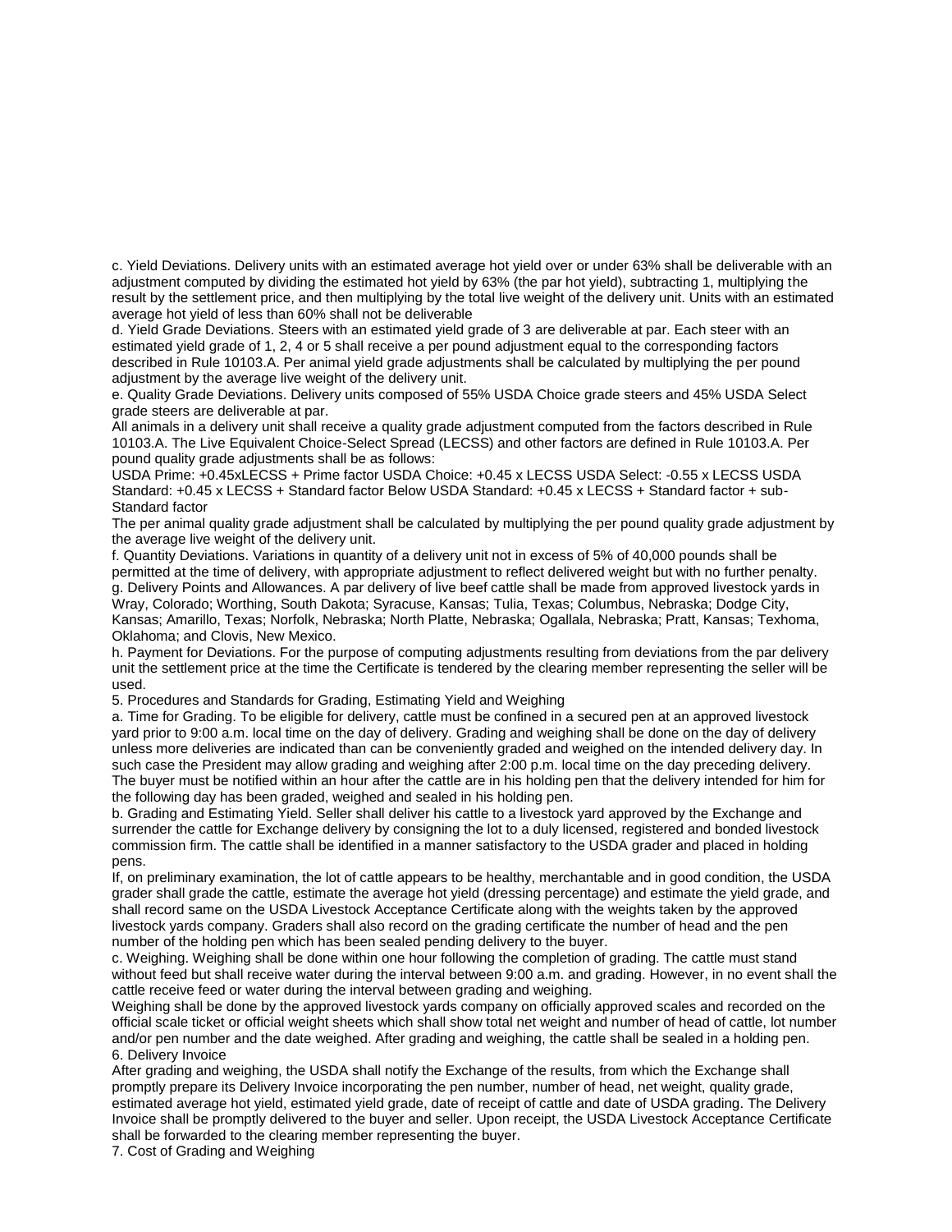c. Yield Deviations. Delivery units with an estimated average hot yield over or under 63% shall be deliverable with an adjustment computed by dividing the estimated hot yield by 63% (the par hot yield), subtracting 1, multiplying the result by the settlement price, and then multiplying by the total live weight of the delivery unit. Units with an estimated average hot yield of less than 60% shall not be deliverable

d. Yield Grade Deviations. Steers with an estimated yield grade of 3 are deliverable at par. Each steer with an estimated yield grade of 1, 2, 4 or 5 shall receive a per pound adjustment equal to the corresponding factors described in Rule 10103.A. Per animal yield grade adjustments shall be calculated by multiplying the per pound adjustment by the average live weight of the delivery unit.

e. Quality Grade Deviations. Delivery units composed of 55% USDA Choice grade steers and 45% USDA Select grade steers are deliverable at par.

All animals in a delivery unit shall receive a quality grade adjustment computed from the factors described in Rule 10103.A. The Live Equivalent Choice-Select Spread (LECSS) and other factors are defined in Rule 10103.A. Per pound quality grade adjustments shall be as follows:

USDA Prime: +0.45xLECSS + Prime factor USDA Choice: +0.45 x LECSS USDA Select: -0.55 x LECSS USDA Standard: +0.45 x LECSS + Standard factor Below USDA Standard: +0.45 x LECSS + Standard factor + sub-Standard factor

The per animal quality grade adjustment shall be calculated by multiplying the per pound quality grade adjustment by the average live weight of the delivery unit.

f. Quantity Deviations. Variations in quantity of a delivery unit not in excess of 5% of 40,000 pounds shall be permitted at the time of delivery, with appropriate adjustment to reflect delivered weight but with no further penalty.

g. Delivery Points and Allowances. A par delivery of live beef cattle shall be made from approved livestock yards in Wray, Colorado; Worthing, South Dakota; Syracuse, Kansas; Tulia, Texas; Columbus, Nebraska; Dodge City, Kansas; Amarillo, Texas; Norfolk, Nebraska; North Platte, Nebraska; Ogallala, Nebraska; Pratt, Kansas; Texhoma, Oklahoma; and Clovis, New Mexico.

h. Payment for Deviations. For the purpose of computing adjustments resulting from deviations from the par delivery unit the settlement price at the time the Certificate is tendered by the clearing member representing the seller will be used.

5. Procedures and Standards for Grading, Estimating Yield and Weighing

a. Time for Grading. To be eligible for delivery, cattle must be confined in a secured pen at an approved livestock yard prior to 9:00 a.m. local time on the day of delivery. Grading and weighing shall be done on the day of delivery unless more deliveries are indicated than can be conveniently graded and weighed on the intended delivery day. In such case the President may allow grading and weighing after 2:00 p.m. local time on the day preceding delivery. The buyer must be notified within an hour after the cattle are in his holding pen that the delivery intended for him for the following day has been graded, weighed and sealed in his holding pen.

b. Grading and Estimating Yield. Seller shall deliver his cattle to a livestock yard approved by the Exchange and surrender the cattle for Exchange delivery by consigning the lot to a duly licensed, registered and bonded livestock commission firm. The cattle shall be identified in a manner satisfactory to the USDA grader and placed in holding pens.

If, on preliminary examination, the lot of cattle appears to be healthy, merchantable and in good condition, the USDA grader shall grade the cattle, estimate the average hot yield (dressing percentage) and estimate the yield grade, and shall record same on the USDA Livestock Acceptance Certificate along with the weights taken by the approved livestock yards company. Graders shall also record on the grading certificate the number of head and the pen number of the holding pen which has been sealed pending delivery to the buyer.

c. Weighing. Weighing shall be done within one hour following the completion of grading. The cattle must stand without feed but shall receive water during the interval between 9:00 a.m. and grading. However, in no event shall the cattle receive feed or water during the interval between grading and weighing.

Weighing shall be done by the approved livestock yards company on officially approved scales and recorded on the official scale ticket or official weight sheets which shall show total net weight and number of head of cattle, lot number and/or pen number and the date weighed. After grading and weighing, the cattle shall be sealed in a holding pen.

6. Delivery Invoice

After grading and weighing, the USDA shall notify the Exchange of the results, from which the Exchange shall promptly prepare its Delivery Invoice incorporating the pen number, number of head, net weight, quality grade, estimated average hot yield, estimated yield grade, date of receipt of cattle and date of USDA grading. The Delivery Invoice shall be promptly delivered to the buyer and seller. Upon receipt, the USDA Livestock Acceptance Certificate shall be forwarded to the clearing member representing the buyer.

7. Cost of Grading and Weighing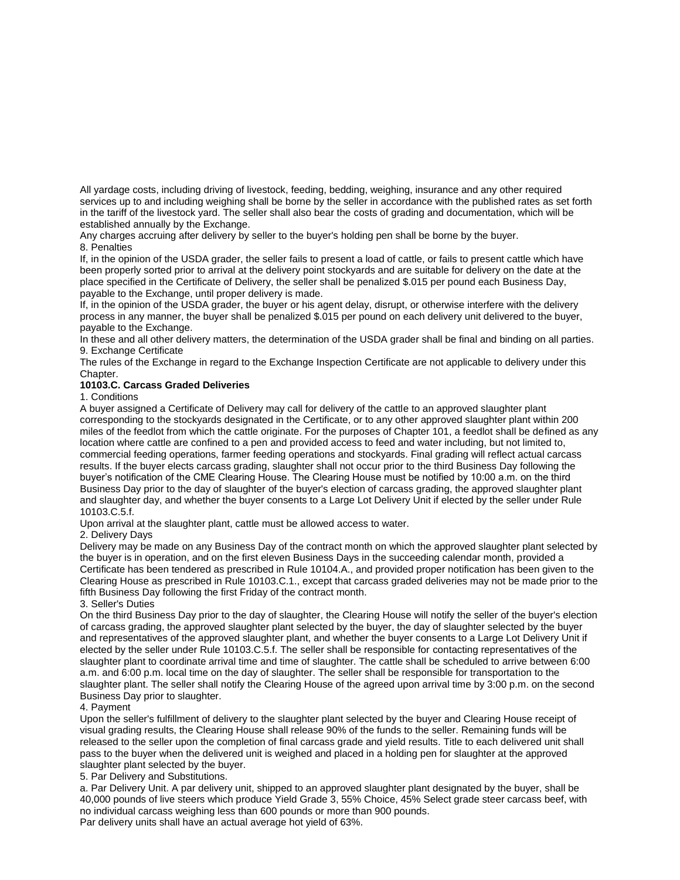All yardage costs, including driving of livestock, feeding, bedding, weighing, insurance and any other required services up to and including weighing shall be borne by the seller in accordance with the published rates as set forth in the tariff of the livestock yard. The seller shall also bear the costs of grading and documentation, which will be established annually by the Exchange.

Any charges accruing after delivery by seller to the buyer's holding pen shall be borne by the buyer.

8. Penalties

If, in the opinion of the USDA grader, the seller fails to present a load of cattle, or fails to present cattle which have been properly sorted prior to arrival at the delivery point stockyards and are suitable for delivery on the date at the place specified in the Certificate of Delivery, the seller shall be penalized $.015 per pound each Business Day, payable to the Exchange, until proper delivery is made.

If, in the opinion of the USDA grader, the buyer or his agent delay, disrupt, or otherwise interfere with the delivery process in any manner, the buyer shall be penalized $.015 per pound on each delivery unit delivered to the buyer, payable to the Exchange.

In these and all other delivery matters, the determination of the USDA grader shall be final and binding on all parties.

9. Exchange Certificate

The rules of the Exchange in regard to the Exchange Inspection Certificate are not applicable to delivery under this Chapter.

**10103.C. Carcass Graded Deliveries**

1. Conditions

A buyer assigned a Certificate of Delivery may call for delivery of the cattle to an approved slaughter plant corresponding to the stockyards designated in the Certificate, or to any other approved slaughter plant within 200 miles of the feedlot from which the cattle originate. For the purposes of Chapter 101, a feedlot shall be defined as any location where cattle are confined to a pen and provided access to feed and water including, but not limited to, commercial feeding operations, farmer feeding operations and stockyards. Final grading will reflect actual carcass results. If the buyer elects carcass grading, slaughter shall not occur prior to the third Business Day following the buyer's notification of the CME Clearing House. The Clearing House must be notified by 10:00 a.m. on the third Business Day prior to the day of slaughter of the buyer's election of carcass grading, the approved slaughter plant and slaughter day, and whether the buyer consents to a Large Lot Delivery Unit if elected by the seller under Rule 10103.C.5.f.

Upon arrival at the slaughter plant, cattle must be allowed access to water.

2. Delivery Days

Delivery may be made on any Business Day of the contract month on which the approved slaughter plant selected by the buyer is in operation, and on the first eleven Business Days in the succeeding calendar month, provided a Certificate has been tendered as prescribed in Rule 10104.A., and provided proper notification has been given to the Clearing House as prescribed in Rule 10103.C.1., except that carcass graded deliveries may not be made prior to the fifth Business Day following the first Friday of the contract month.

3. Seller's Duties

On the third Business Day prior to the day of slaughter, the Clearing House will notify the seller of the buyer's election of carcass grading, the approved slaughter plant selected by the buyer, the day of slaughter selected by the buyer and representatives of the approved slaughter plant, and whether the buyer consents to a Large Lot Delivery Unit if elected by the seller under Rule 10103.C.5.f. The seller shall be responsible for contacting representatives of the slaughter plant to coordinate arrival time and time of slaughter. The cattle shall be scheduled to arrive between 6:00 a.m. and 6:00 p.m. local time on the day of slaughter. The seller shall be responsible for transportation to the slaughter plant. The seller shall notify the Clearing House of the agreed upon arrival time by 3:00 p.m. on the second Business Day prior to slaughter.

4. Payment

Upon the seller's fulfillment of delivery to the slaughter plant selected by the buyer and Clearing House receipt of visual grading results, the Clearing House shall release 90% of the funds to the seller. Remaining funds will be released to the seller upon the completion of final carcass grade and yield results. Title to each delivered unit shall pass to the buyer when the delivered unit is weighed and placed in a holding pen for slaughter at the approved slaughter plant selected by the buyer.

5. Par Delivery and Substitutions.

a. Par Delivery Unit. A par delivery unit, shipped to an approved slaughter plant designated by the buyer, shall be 40,000 pounds of live steers which produce Yield Grade 3, 55% Choice, 45% Select grade steer carcass beef, with no individual carcass weighing less than 600 pounds or more than 900 pounds.

Par delivery units shall have an actual average hot yield of 63%.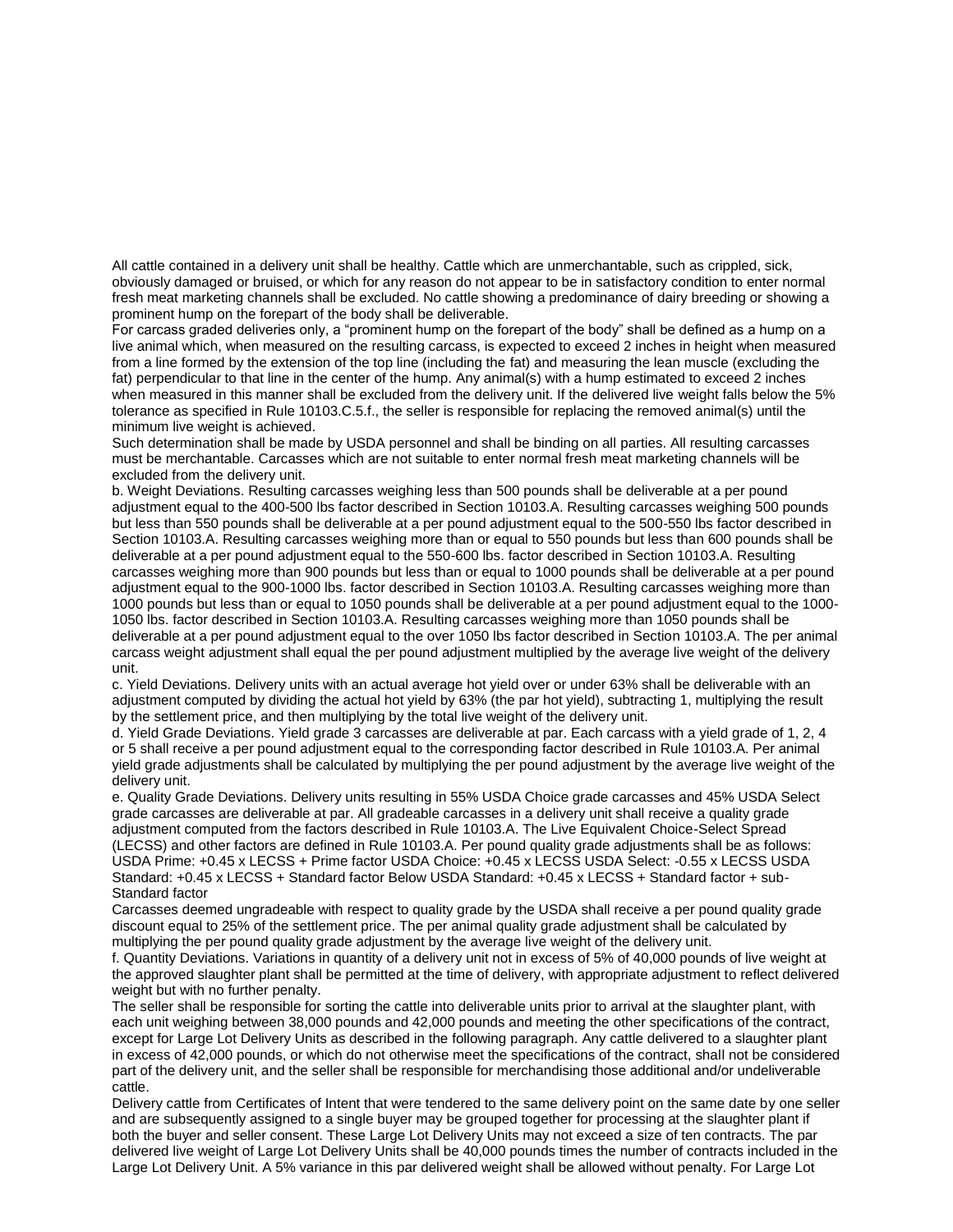All cattle contained in a delivery unit shall be healthy. Cattle which are unmerchantable, such as crippled, sick, obviously damaged or bruised, or which for any reason do not appear to be in satisfactory condition to enter normal fresh meat marketing channels shall be excluded. No cattle showing a predominance of dairy breeding or showing a prominent hump on the forepart of the body shall be deliverable.

For carcass graded deliveries only, a "prominent hump on the forepart of the body" shall be defined as a hump on a live animal which, when measured on the resulting carcass, is expected to exceed 2 inches in height when measured from a line formed by the extension of the top line (including the fat) and measuring the lean muscle (excluding the fat) perpendicular to that line in the center of the hump. Any animal(s) with a hump estimated to exceed 2 inches when measured in this manner shall be excluded from the delivery unit. If the delivered live weight falls below the 5% tolerance as specified in Rule 10103.C.5.f., the seller is responsible for replacing the removed animal(s) until the minimum live weight is achieved.

Such determination shall be made by USDA personnel and shall be binding on all parties. All resulting carcasses must be merchantable. Carcasses which are not suitable to enter normal fresh meat marketing channels will be excluded from the delivery unit.

b. Weight Deviations. Resulting carcasses weighing less than 500 pounds shall be deliverable at a per pound adjustment equal to the 400-500 lbs factor described in Section 10103.A. Resulting carcasses weighing 500 pounds but less than 550 pounds shall be deliverable at a per pound adjustment equal to the 500-550 lbs factor described in Section 10103.A. Resulting carcasses weighing more than or equal to 550 pounds but less than 600 pounds shall be deliverable at a per pound adjustment equal to the 550-600 lbs. factor described in Section 10103.A. Resulting carcasses weighing more than 900 pounds but less than or equal to 1000 pounds shall be deliverable at a per pound adjustment equal to the 900-1000 lbs. factor described in Section 10103.A. Resulting carcasses weighing more than 1000 pounds but less than or equal to 1050 pounds shall be deliverable at a per pound adjustment equal to the 1000-1050 lbs. factor described in Section 10103.A. Resulting carcasses weighing more than 1050 pounds shall be deliverable at a per pound adjustment equal to the over 1050 lbs factor described in Section 10103.A. The per animal carcass weight adjustment shall equal the per pound adjustment multiplied by the average live weight of the delivery unit.

c. Yield Deviations. Delivery units with an actual average hot yield over or under 63% shall be deliverable with an adjustment computed by dividing the actual hot yield by 63% (the par hot yield), subtracting 1, multiplying the result by the settlement price, and then multiplying by the total live weight of the delivery unit.

d. Yield Grade Deviations. Yield grade 3 carcasses are deliverable at par. Each carcass with a yield grade of 1, 2, 4 or 5 shall receive a per pound adjustment equal to the corresponding factor described in Rule 10103.A. Per animal yield grade adjustments shall be calculated by multiplying the per pound adjustment by the average live weight of the delivery unit.

e. Quality Grade Deviations. Delivery units resulting in 55% USDA Choice grade carcasses and 45% USDA Select grade carcasses are deliverable at par. All gradeable carcasses in a delivery unit shall receive a quality grade adjustment computed from the factors described in Rule 10103.A. The Live Equivalent Choice-Select Spread (LECSS) and other factors are defined in Rule 10103.A. Per pound quality grade adjustments shall be as follows: USDA Prime: +0.45 x LECSS + Prime factor USDA Choice: +0.45 x LECSS USDA Select: -0.55 x LECSS USDA Standard: +0.45 x LECSS + Standard factor Below USDA Standard: +0.45 x LECSS + Standard factor + sub-Standard factor

Carcasses deemed ungradeable with respect to quality grade by the USDA shall receive a per pound quality grade discount equal to 25% of the settlement price. The per animal quality grade adjustment shall be calculated by multiplying the per pound quality grade adjustment by the average live weight of the delivery unit.

f. Quantity Deviations. Variations in quantity of a delivery unit not in excess of 5% of 40,000 pounds of live weight at the approved slaughter plant shall be permitted at the time of delivery, with appropriate adjustment to reflect delivered weight but with no further penalty.

The seller shall be responsible for sorting the cattle into deliverable units prior to arrival at the slaughter plant, with each unit weighing between 38,000 pounds and 42,000 pounds and meeting the other specifications of the contract, except for Large Lot Delivery Units as described in the following paragraph. Any cattle delivered to a slaughter plant in excess of 42,000 pounds, or which do not otherwise meet the specifications of the contract, shall not be considered part of the delivery unit, and the seller shall be responsible for merchandising those additional and/or undeliverable cattle.

Delivery cattle from Certificates of Intent that were tendered to the same delivery point on the same date by one seller and are subsequently assigned to a single buyer may be grouped together for processing at the slaughter plant if both the buyer and seller consent. These Large Lot Delivery Units may not exceed a size of ten contracts. The par delivered live weight of Large Lot Delivery Units shall be 40,000 pounds times the number of contracts included in the Large Lot Delivery Unit. A 5% variance in this par delivered weight shall be allowed without penalty. For Large Lot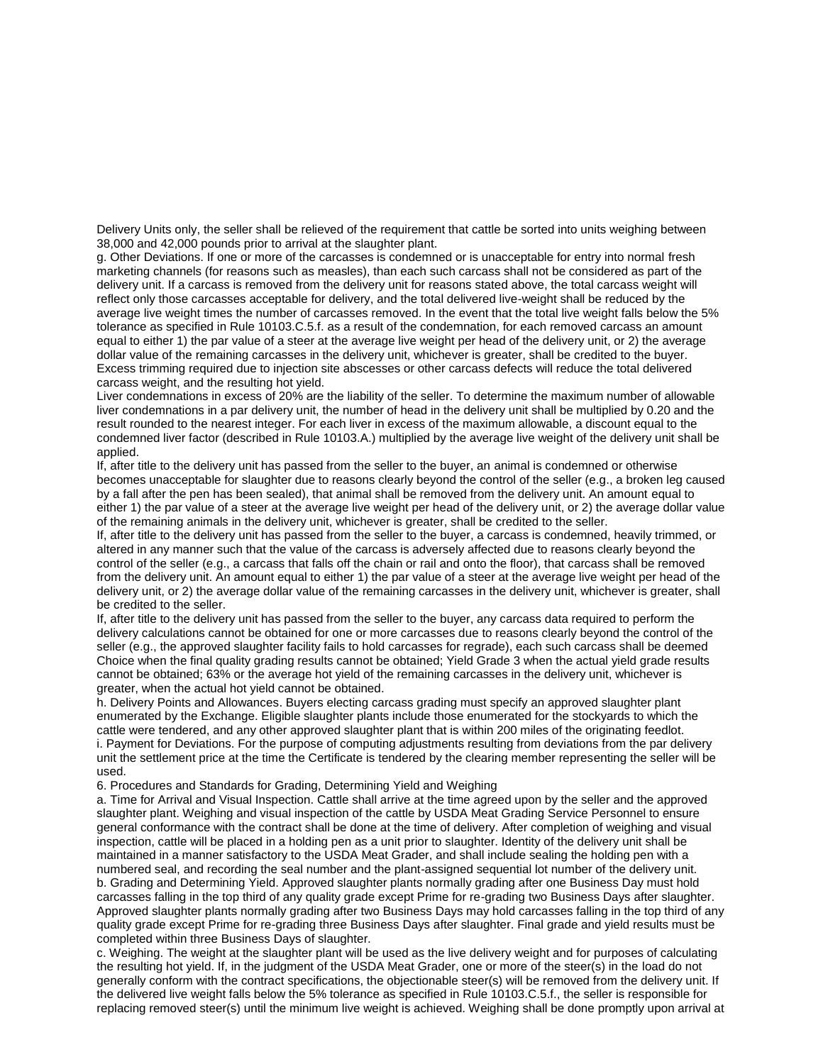Delivery Units only, the seller shall be relieved of the requirement that cattle be sorted into units weighing between 38,000 and 42,000 pounds prior to arrival at the slaughter plant.

g. Other Deviations. If one or more of the carcasses is condemned or is unacceptable for entry into normal fresh marketing channels (for reasons such as measles), than each such carcass shall not be considered as part of the delivery unit. If a carcass is removed from the delivery unit for reasons stated above, the total carcass weight will reflect only those carcasses acceptable for delivery, and the total delivered live-weight shall be reduced by the average live weight times the number of carcasses removed. In the event that the total live weight falls below the 5% tolerance as specified in Rule 10103.C.5.f. as a result of the condemnation, for each removed carcass an amount equal to either 1) the par value of a steer at the average live weight per head of the delivery unit, or 2) the average dollar value of the remaining carcasses in the delivery unit, whichever is greater, shall be credited to the buyer. Excess trimming required due to injection site abscesses or other carcass defects will reduce the total delivered carcass weight, and the resulting hot yield.

Liver condemnations in excess of 20% are the liability of the seller. To determine the maximum number of allowable liver condemnations in a par delivery unit, the number of head in the delivery unit shall be multiplied by 0.20 and the result rounded to the nearest integer. For each liver in excess of the maximum allowable, a discount equal to the condemned liver factor (described in Rule 10103.A.) multiplied by the average live weight of the delivery unit shall be applied.

If, after title to the delivery unit has passed from the seller to the buyer, an animal is condemned or otherwise becomes unacceptable for slaughter due to reasons clearly beyond the control of the seller (e.g., a broken leg caused by a fall after the pen has been sealed), that animal shall be removed from the delivery unit. An amount equal to either 1) the par value of a steer at the average live weight per head of the delivery unit, or 2) the average dollar value of the remaining animals in the delivery unit, whichever is greater, shall be credited to the seller.

If, after title to the delivery unit has passed from the seller to the buyer, a carcass is condemned, heavily trimmed, or altered in any manner such that the value of the carcass is adversely affected due to reasons clearly beyond the control of the seller (e.g., a carcass that falls off the chain or rail and onto the floor), that carcass shall be removed from the delivery unit. An amount equal to either 1) the par value of a steer at the average live weight per head of the delivery unit, or 2) the average dollar value of the remaining carcasses in the delivery unit, whichever is greater, shall be credited to the seller.

If, after title to the delivery unit has passed from the seller to the buyer, any carcass data required to perform the delivery calculations cannot be obtained for one or more carcasses due to reasons clearly beyond the control of the seller (e.g., the approved slaughter facility fails to hold carcasses for regrade), each such carcass shall be deemed Choice when the final quality grading results cannot be obtained; Yield Grade 3 when the actual yield grade results cannot be obtained; 63% or the average hot yield of the remaining carcasses in the delivery unit, whichever is greater, when the actual hot yield cannot be obtained.

h. Delivery Points and Allowances. Buyers electing carcass grading must specify an approved slaughter plant enumerated by the Exchange. Eligible slaughter plants include those enumerated for the stockyards to which the cattle were tendered, and any other approved slaughter plant that is within 200 miles of the originating feedlot.

i. Payment for Deviations. For the purpose of computing adjustments resulting from deviations from the par delivery unit the settlement price at the time the Certificate is tendered by the clearing member representing the seller will be used.

6. Procedures and Standards for Grading, Determining Yield and Weighing

a. Time for Arrival and Visual Inspection. Cattle shall arrive at the time agreed upon by the seller and the approved slaughter plant. Weighing and visual inspection of the cattle by USDA Meat Grading Service Personnel to ensure general conformance with the contract shall be done at the time of delivery. After completion of weighing and visual inspection, cattle will be placed in a holding pen as a unit prior to slaughter. Identity of the delivery unit shall be maintained in a manner satisfactory to the USDA Meat Grader, and shall include sealing the holding pen with a numbered seal, and recording the seal number and the plant-assigned sequential lot number of the delivery unit.

b. Grading and Determining Yield. Approved slaughter plants normally grading after one Business Day must hold carcasses falling in the top third of any quality grade except Prime for re-grading two Business Days after slaughter. Approved slaughter plants normally grading after two Business Days may hold carcasses falling in the top third of any quality grade except Prime for re-grading three Business Days after slaughter. Final grade and yield results must be completed within three Business Days of slaughter.

c. Weighing. The weight at the slaughter plant will be used as the live delivery weight and for purposes of calculating the resulting hot yield. If, in the judgment of the USDA Meat Grader, one or more of the steer(s) in the load do not generally conform with the contract specifications, the objectionable steer(s) will be removed from the delivery unit. If the delivered live weight falls below the 5% tolerance as specified in Rule 10103.C.5.f., the seller is responsible for replacing removed steer(s) until the minimum live weight is achieved. Weighing shall be done promptly upon arrival at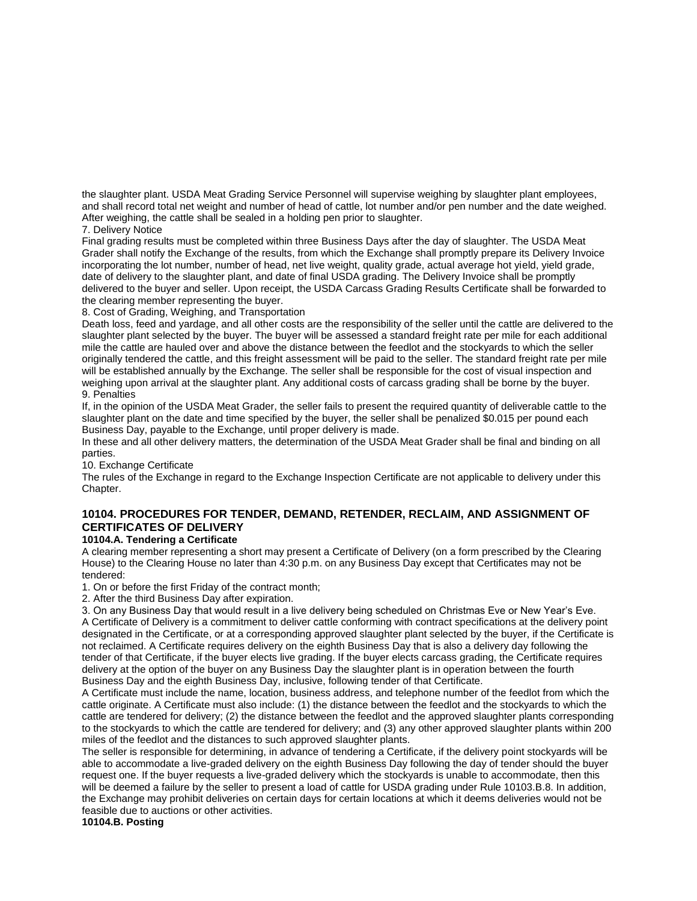the slaughter plant. USDA Meat Grading Service Personnel will supervise weighing by slaughter plant employees, and shall record total net weight and number of head of cattle, lot number and/or pen number and the date weighed. After weighing, the cattle shall be sealed in a holding pen prior to slaughter.

7. Delivery Notice

Final grading results must be completed within three Business Days after the day of slaughter. The USDA Meat Grader shall notify the Exchange of the results, from which the Exchange shall promptly prepare its Delivery Invoice incorporating the lot number, number of head, net live weight, quality grade, actual average hot yield, yield grade, date of delivery to the slaughter plant, and date of final USDA grading. The Delivery Invoice shall be promptly delivered to the buyer and seller. Upon receipt, the USDA Carcass Grading Results Certificate shall be forwarded to the clearing member representing the buyer.

8. Cost of Grading, Weighing, and Transportation

Death loss, feed and yardage, and all other costs are the responsibility of the seller until the cattle are delivered to the slaughter plant selected by the buyer. The buyer will be assessed a standard freight rate per mile for each additional mile the cattle are hauled over and above the distance between the feedlot and the stockyards to which the seller originally tendered the cattle, and this freight assessment will be paid to the seller. The standard freight rate per mile will be established annually by the Exchange. The seller shall be responsible for the cost of visual inspection and weighing upon arrival at the slaughter plant. Any additional costs of carcass grading shall be borne by the buyer.

9. Penalties

If, in the opinion of the USDA Meat Grader, the seller fails to present the required quantity of deliverable cattle to the slaughter plant on the date and time specified by the buyer, the seller shall be penalized $0.015 per pound each Business Day, payable to the Exchange, until proper delivery is made.

In these and all other delivery matters, the determination of the USDA Meat Grader shall be final and binding on all parties.

10. Exchange Certificate

The rules of the Exchange in regard to the Exchange Inspection Certificate are not applicable to delivery under this Chapter.

### 10104. PROCEDURES FOR TENDER, DEMAND, RETENDER, RECLAIM, AND ASSIGNMENT OF CERTIFICATES OF DELIVERY

**10104.A. Tendering a Certificate**

A clearing member representing a short may present a Certificate of Delivery (on a form prescribed by the Clearing House) to the Clearing House no later than 4:30 p.m. on any Business Day except that Certificates may not be tendered:

1. On or before the first Friday of the contract month;
2. After the third Business Day after expiration.
3. On any Business Day that would result in a live delivery being scheduled on Christmas Eve or New Year's Eve.

A Certificate of Delivery is a commitment to deliver cattle conforming with contract specifications at the delivery point designated in the Certificate, or at a corresponding approved slaughter plant selected by the buyer, if the Certificate is not reclaimed. A Certificate requires delivery on the eighth Business Day that is also a delivery day following the tender of that Certificate, if the buyer elects live grading. If the buyer elects carcass grading, the Certificate requires delivery at the option of the buyer on any Business Day the slaughter plant is in operation between the fourth Business Day and the eighth Business Day, inclusive, following tender of that Certificate.

A Certificate must include the name, location, business address, and telephone number of the feedlot from which the cattle originate. A Certificate must also include: (1) the distance between the feedlot and the stockyards to which the cattle are tendered for delivery; (2) the distance between the feedlot and the approved slaughter plants corresponding to the stockyards to which the cattle are tendered for delivery; and (3) any other approved slaughter plants within 200 miles of the feedlot and the distances to such approved slaughter plants.

The seller is responsible for determining, in advance of tendering a Certificate, if the delivery point stockyards will be able to accommodate a live-graded delivery on the eighth Business Day following the day of tender should the buyer request one. If the buyer requests a live-graded delivery which the stockyards is unable to accommodate, then this will be deemed a failure by the seller to present a load of cattle for USDA grading under Rule 10103.B.8. In addition, the Exchange may prohibit deliveries on certain days for certain locations at which it deems deliveries would not be feasible due to auctions or other activities.

**10104.B. Posting**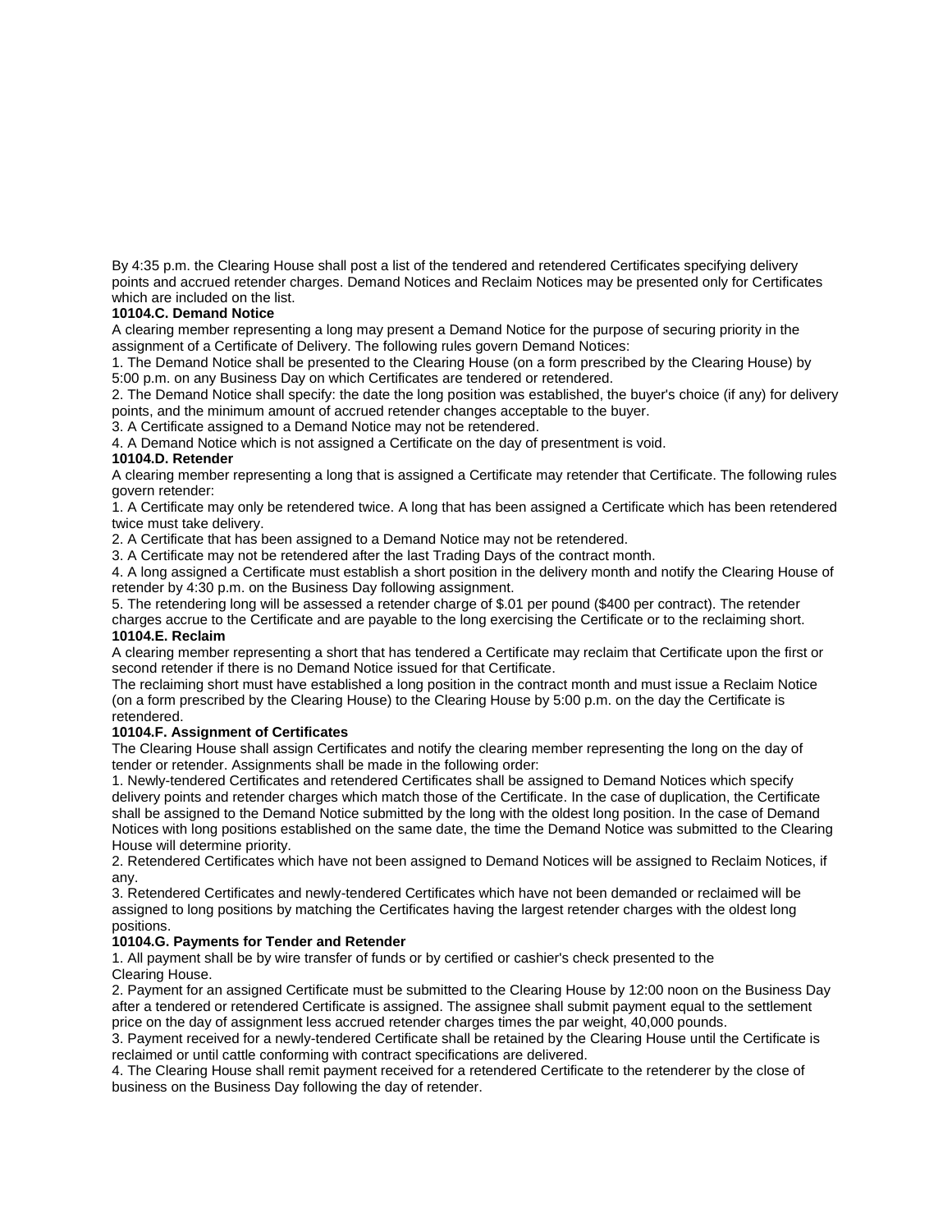By 4:35 p.m. the Clearing House shall post a list of the tendered and retendered Certificates specifying delivery points and accrued retender charges. Demand Notices and Reclaim Notices may be presented only for Certificates which are included on the list.

**10104.C. Demand Notice**

A clearing member representing a long may present a Demand Notice for the purpose of securing priority in the assignment of a Certificate of Delivery. The following rules govern Demand Notices:

1. The Demand Notice shall be presented to the Clearing House (on a form prescribed by the Clearing House) by 5:00 p.m. on any Business Day on which Certificates are tendered or retendered.
2. The Demand Notice shall specify: the date the long position was established, the buyer's choice (if any) for delivery points, and the minimum amount of accrued retender changes acceptable to the buyer.
3. A Certificate assigned to a Demand Notice may not be retendered.
4. A Demand Notice which is not assigned a Certificate on the day of presentment is void.

**10104.D. Retender**

A clearing member representing a long that is assigned a Certificate may retender that Certificate. The following rules govern retender:

1. A Certificate may only be retendered twice. A long that has been assigned a Certificate which has been retendered twice must take delivery.
2. A Certificate that has been assigned to a Demand Notice may not be retendered.
3. A Certificate may not be retendered after the last Trading Days of the contract month.
4. A long assigned a Certificate must establish a short position in the delivery month and notify the Clearing House of retender by 4:30 p.m. on the Business Day following assignment.
5. The retendering long will be assessed a retender charge of $.01 per pound ($400 per contract). The retender charges accrue to the Certificate and are payable to the long exercising the Certificate or to the reclaiming short.

**10104.E. Reclaim**

A clearing member representing a short that has tendered a Certificate may reclaim that Certificate upon the first or second retender if there is no Demand Notice issued for that Certificate.

The reclaiming short must have established a long position in the contract month and must issue a Reclaim Notice (on a form prescribed by the Clearing House) to the Clearing House by 5:00 p.m. on the day the Certificate is retendered.

**10104.F. Assignment of Certificates**

The Clearing House shall assign Certificates and notify the clearing member representing the long on the day of tender or retender. Assignments shall be made in the following order:

1. Newly-tendered Certificates and retendered Certificates shall be assigned to Demand Notices which specify delivery points and retender charges which match those of the Certificate. In the case of duplication, the Certificate shall be assigned to the Demand Notice submitted by the long with the oldest long position. In the case of Demand Notices with long positions established on the same date, the time the Demand Notice was submitted to the Clearing House will determine priority.
2. Retendered Certificates which have not been assigned to Demand Notices will be assigned to Reclaim Notices, if any.
3. Retendered Certificates and newly-tendered Certificates which have not been demanded or reclaimed will be assigned to long positions by matching the Certificates having the largest retender charges with the oldest long positions.

**10104.G. Payments for Tender and Retender**

1. All payment shall be by wire transfer of funds or by certified or cashier's check presented to the Clearing House.
2. Payment for an assigned Certificate must be submitted to the Clearing House by 12:00 noon on the Business Day after a tendered or retendered Certificate is assigned. The assignee shall submit payment equal to the settlement price on the day of assignment less accrued retender charges times the par weight, 40,000 pounds.
3. Payment received for a newly-tendered Certificate shall be retained by the Clearing House until the Certificate is reclaimed or until cattle conforming with contract specifications are delivered.
4. The Clearing House shall remit payment received for a retendered Certificate to the retenderer by the close of business on the Business Day following the day of retender.